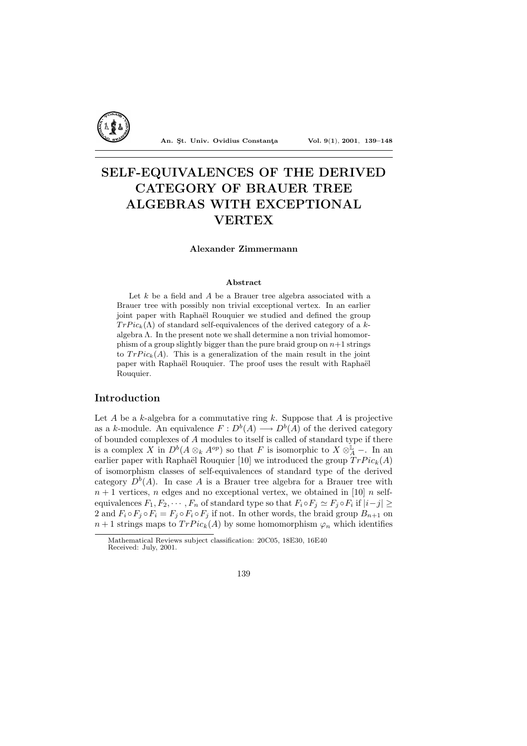# SELF-EQUIVALENCES OF THE DERIVED CATEGORY OF BRAUER TREE ALGEBRAS WITH EXCEPTIONAL VERTEX

**Alexander Zimmermann**

### Abstract

Let $k$ be a field and $A$ be a Brauer tree algebra associated with a Brauer tree with possibly non trivial exceptional vertex. In an earlier joint paper with Raphaël Rouquier we studied and defined the group $TrPic_k(\Lambda)$ of standard self-equivalences of the derived category of a $k$-algebra $\Lambda$. In the present note we shall determine a non trivial homomorphism of a group slightly bigger than the pure braid group on $n+1$ strings to $TrPic_k(A)$. This is a generalization of the main result in the joint paper with Raphaël Rouquier. The proof uses the result with Raphaël Rouquier.

## Introduction

Let $A$ be a $k$-algebra for a commutative ring $k$. Suppose that $A$ is projective as a $k$-module. An equivalence $F : D^b(A) \longrightarrow D^b(A)$ of the derived category of bounded complexes of $A$ modules to itself is called of standard type if there is a complex $X$ in $D^b(A \otimes_k A^{op})$ so that $F$ is isomorphic to $X \otimes^{\mathbb{L}}_A -$. In an earlier paper with Raphaël Rouquier [10] we introduced the group $TrPic_k(A)$ of isomorphism classes of self-equivalences of standard type of the derived category $D^b(A)$. In case $A$ is a Brauer tree algebra for a Brauer tree with $n+1$ vertices, $n$ edges and no exceptional vertex, we obtained in [10] $n$ self-equivalences $F_1, F_2, \cdots, F_n$ of standard type so that $F_i \circ F_j \simeq F_j \circ F_i$ if $|i-j| \geq 2$ and $F_i \circ F_j \circ F_i = F_j \circ F_i \circ F_j$ if not. In other words, the braid group $B_{n+1}$ on $n+1$ strings maps to $TrPic_k(A)$ by some homomorphism $\varphi_n$ which identifies

Mathematical Reviews subject classification: 20C05, 18E30, 16E40
Received: July, 2001.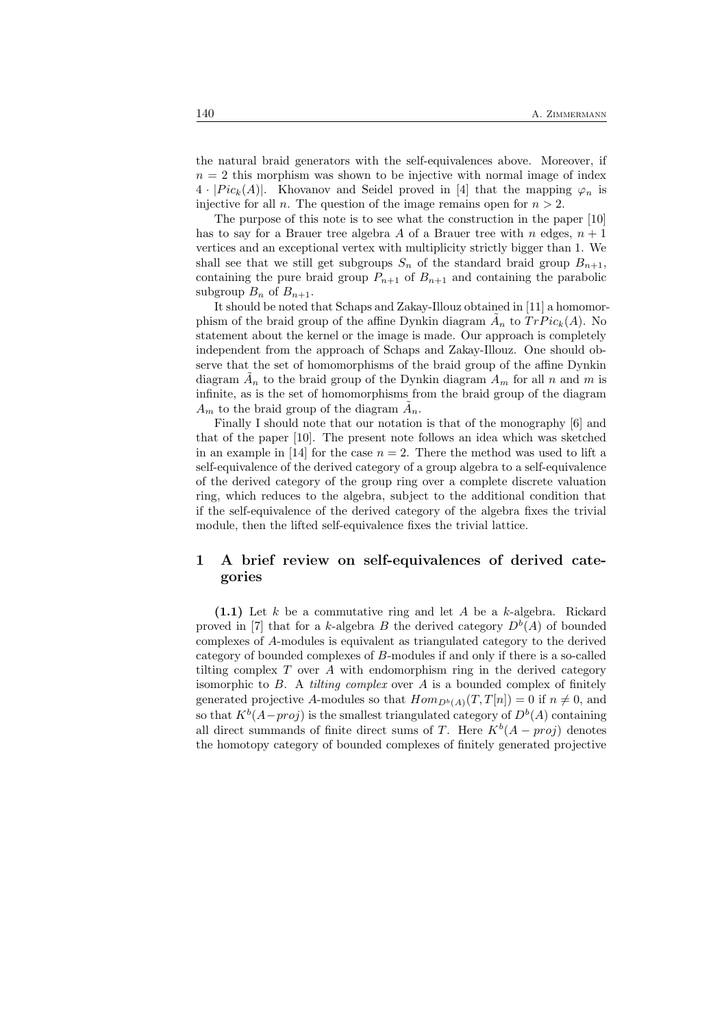the natural braid generators with the self-equivalences above. Moreover, if $n = 2$ this morphism was shown to be injective with normal image of index $4 \cdot |Pic_k(A)|$. Khovanov and Seidel proved in [4] that the mapping $\varphi_n$ is injective for all $n$. The question of the image remains open for $n > 2$.

The purpose of this note is to see what the construction in the paper [10] has to say for a Brauer tree algebra $A$ of a Brauer tree with $n$ edges, $n+1$ vertices and an exceptional vertex with multiplicity strictly bigger than 1. We shall see that we still get subgroups $S_n$ of the standard braid group $B_{n+1}$, containing the pure braid group $P_{n+1}$ of $B_{n+1}$ and containing the parabolic subgroup $B_n$ of $B_{n+1}$.

It should be noted that Schaps and Zakay-Illouz obtained in [11] a homomorphism of the braid group of the affine Dynkin diagram $\tilde{A}_n$ to $TrPic_k(A)$. No statement about the kernel or the image is made. Our approach is completely independent from the approach of Schaps and Zakay-Illouz. One should observe that the set of homomorphisms of the braid group of the affine Dynkin diagram $\tilde{A}_n$ to the braid group of the Dynkin diagram $A_m$ for all $n$ and $m$ is infinite, as is the set of homomorphisms from the braid group of the diagram $A_m$ to the braid group of the diagram $\tilde{A}_n$.

Finally I should note that our notation is that of the monography [6] and that of the paper [10]. The present note follows an idea which was sketched in an example in [14] for the case $n = 2$. There the method was used to lift a self-equivalence of the derived category of a group algebra to a self-equivalence of the derived category of the group ring over a complete discrete valuation ring, which reduces to the algebra, subject to the additional condition that if the self-equivalence of the derived category of the algebra fixes the trivial module, then the lifted self-equivalence fixes the trivial lattice.

# 1 A brief review on self-equivalences of derived categories

**(1.1)** Let $k$ be a commutative ring and let $A$ be a $k$-algebra. Rickard proved in [7] that for a $k$-algebra $B$ the derived category $D^b(A)$ of bounded complexes of $A$-modules is equivalent as triangulated category to the derived category of bounded complexes of $B$-modules if and only if there is a so-called tilting complex $T$ over $A$ with endomorphism ring in the derived category isomorphic to $B$. A *tilting complex* over $A$ is a bounded complex of finitely generated projective $A$-modules so that $Hom_{D^b(A)}(T, T[n]) = 0$ if $n \neq 0$, and so that $K^b(A-proj)$ is the smallest triangulated category of $D^b(A)$ containing all direct summands of finite direct sums of $T$. Here $K^b(A-proj)$ denotes the homotopy category of bounded complexes of finitely generated projective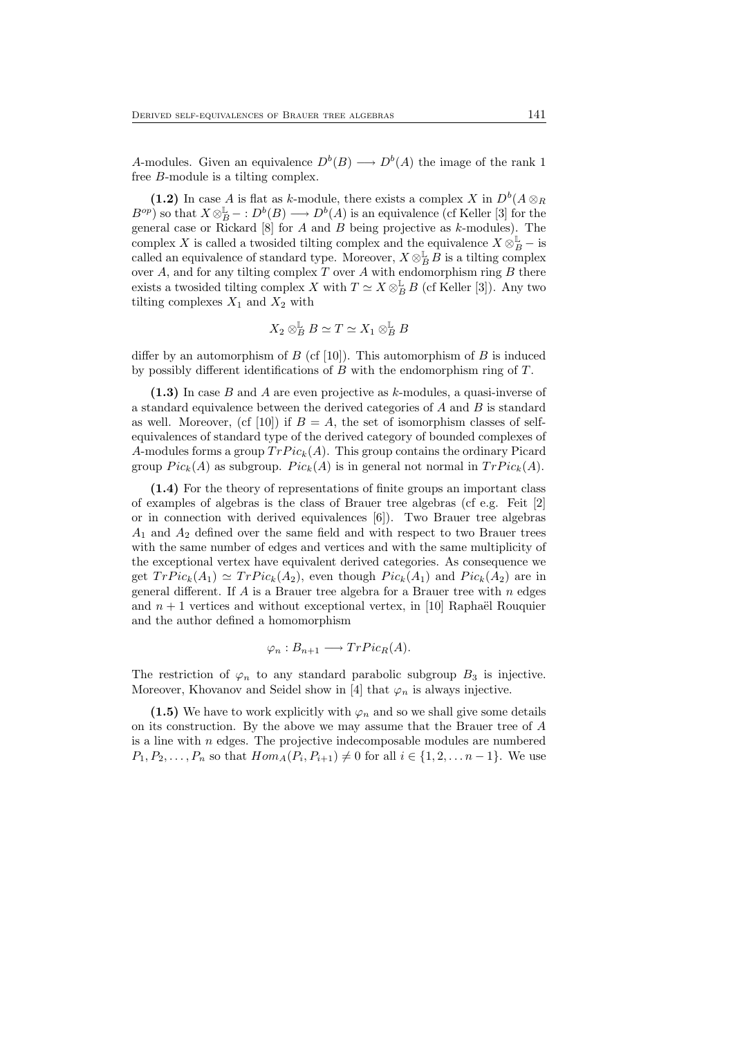$A$-modules. Given an equivalence $D^b(B) \longrightarrow D^b(A)$ the image of the rank 1 free $B$-module is a tilting complex.

**(1.2)** In case $A$ is flat as $k$-module, there exists a complex $X$ in $D^b(A \otimes_R B^{op})$ so that $X \otimes_B^{\mathbb{L}} - : D^b(B) \longrightarrow D^b(A)$ is an equivalence (cf Keller [3] for the general case or Rickard [8] for $A$ and $B$ being projective as $k$-modules). The complex $X$ is called a twosided tilting complex and the equivalence $X \otimes_B^{\mathbb{L}} -$ is called an equivalence of standard type. Moreover, $X \otimes_B^{\mathbb{L}} B$ is a tilting complex over $A$, and for any tilting complex $T$ over $A$ with endomorphism ring $B$ there exists a twosided tilting complex $X$ with $T \simeq X \otimes_B^{\mathbb{L}} B$ (cf Keller [3]). Any two tilting complexes $X_1$ and $X_2$ with

$$X_2 \otimes_B^{\mathbb{L}} B \simeq T \simeq X_1 \otimes_B^{\mathbb{L}} B$$

differ by an automorphism of $B$ (cf [10]). This automorphism of $B$ is induced by possibly different identifications of $B$ with the endomorphism ring of $T$.

**(1.3)** In case $B$ and $A$ are even projective as $k$-modules, a quasi-inverse of a standard equivalence between the derived categories of $A$ and $B$ is standard as well. Moreover, (cf [10]) if $B = A$, the set of isomorphism classes of self-equivalences of standard type of the derived category of bounded complexes of $A$-modules forms a group $TrPic_k(A)$. This group contains the ordinary Picard group $Pic_k(A)$ as subgroup. $Pic_k(A)$ is in general not normal in $TrPic_k(A)$.

**(1.4)** For the theory of representations of finite groups an important class of examples of algebras is the class of Brauer tree algebras (cf e.g. Feit [2] or in connection with derived equivalences [6]). Two Brauer tree algebras $A_1$ and $A_2$ defined over the same field and with respect to two Brauer trees with the same number of edges and vertices and with the same multiplicity of the exceptional vertex have equivalent derived categories. As consequence we get $TrPic_k(A_1) \simeq TrPic_k(A_2)$, even though $Pic_k(A_1)$ and $Pic_k(A_2)$ are in general different. If $A$ is a Brauer tree algebra for a Brauer tree with $n$ edges and $n+1$ vertices and without exceptional vertex, in [10] Raphaël Rouquier and the author defined a homomorphism

$$\varphi_n : B_{n+1} \longrightarrow TrPic_R(A).$$

The restriction of $\varphi_n$ to any standard parabolic subgroup $B_3$ is injective. Moreover, Khovanov and Seidel show in [4] that $\varphi_n$ is always injective.

**(1.5)** We have to work explicitly with $\varphi_n$ and so we shall give some details on its construction. By the above we may assume that the Brauer tree of $A$ is a line with $n$ edges. The projective indecomposable modules are numbered $P_1, P_2, \ldots, P_n$ so that $Hom_A(P_i, P_{i+1}) \neq 0$ for all $i \in \{1, 2, \ldots n-1\}$. We use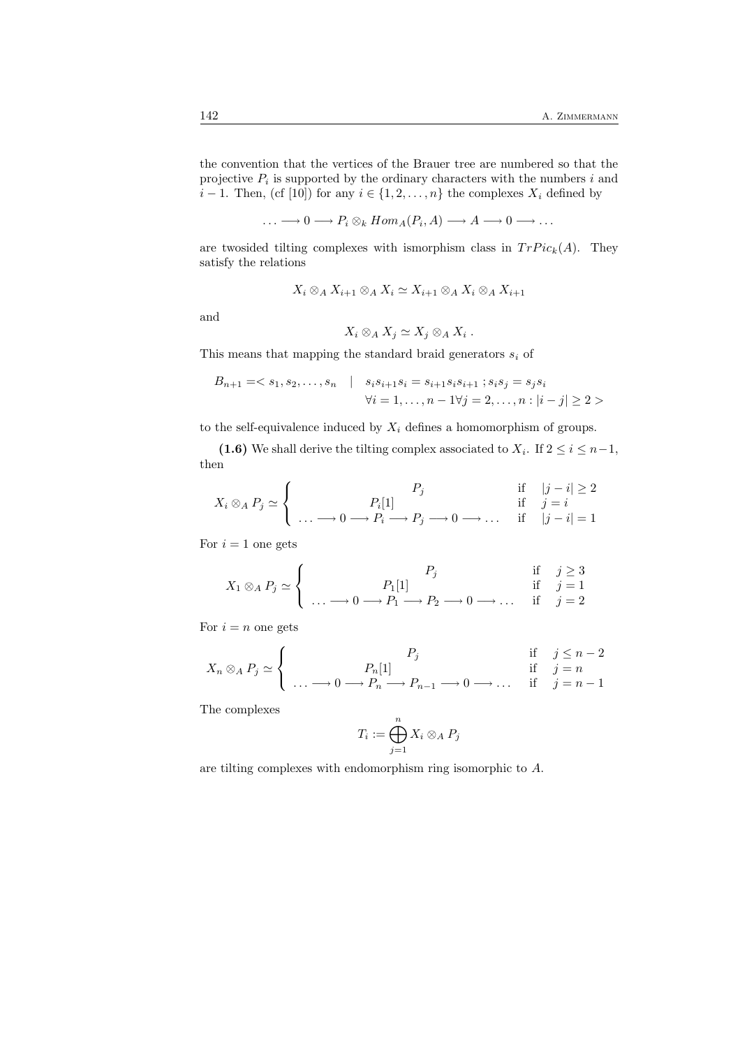the convention that the vertices of the Brauer tree are numbered so that the projective $P_i$ is supported by the ordinary characters with the numbers $i$ and $i-1$. Then, (cf [10]) for any $i \in \{1, 2, \ldots, n\}$ the complexes $X_i$ defined by

$$\ldots \longrightarrow 0 \longrightarrow P_i \otimes_k Hom_A(P_i, A) \longrightarrow A \longrightarrow 0 \longrightarrow \ldots$$

are twosided tilting complexes with ismorphism class in $TrPic_k(A)$. They satisfy the relations

$$X_i \otimes_A X_{i+1} \otimes_A X_i \simeq X_{i+1} \otimes_A X_i \otimes_A X_{i+1}$$

and

$$X_i \otimes_A X_j \simeq X_j \otimes_A X_i \; .$$

This means that mapping the standard braid generators $s_i$ of

$$B_{n+1} = < s_1, s_2, \ldots, s_n \quad | \quad s_i s_{i+1} s_i = s_{i+1} s_i s_{i+1} \; ; s_i s_j = s_j s_i \quad \forall i = 1, \ldots, n-1 \forall j = 2, \ldots, n : |i-j| \geq 2 >$$

to the self-equivalence induced by $X_i$ defines a homomorphism of groups.

**(1.6)** We shall derive the tilting complex associated to $X_i$. If $2 \leq i \leq n-1$, then

$$X_i \otimes_A P_j \simeq \begin{cases} P_j & \text{if} \quad |j-i| \geq 2 \\ P_i[1] & \text{if} \quad j = i \\ \ldots \longrightarrow 0 \longrightarrow P_i \longrightarrow P_j \longrightarrow 0 \longrightarrow \ldots & \text{if} \quad |j-i| = 1 \end{cases}$$

For $i = 1$ one gets

$$X_1 \otimes_A P_j \simeq \begin{cases} P_j & \text{if} \quad j \geq 3 \\ P_1[1] & \text{if} \quad j = 1 \\ \ldots \longrightarrow 0 \longrightarrow P_1 \longrightarrow P_2 \longrightarrow 0 \longrightarrow \ldots & \text{if} \quad j = 2 \end{cases}$$

For $i = n$ one gets

$$X_n \otimes_A P_j \simeq \begin{cases} P_j & \text{if} \quad j \leq n-2 \\ P_n[1] & \text{if} \quad j = n \\ \ldots \longrightarrow 0 \longrightarrow P_n \longrightarrow P_{n-1} \longrightarrow 0 \longrightarrow \ldots & \text{if} \quad j = n-1 \end{cases}$$

The complexes

$$T_i := \bigoplus_{j=1}^{n} X_i \otimes_A P_j$$

are tilting complexes with endomorphism ring isomorphic to $A$.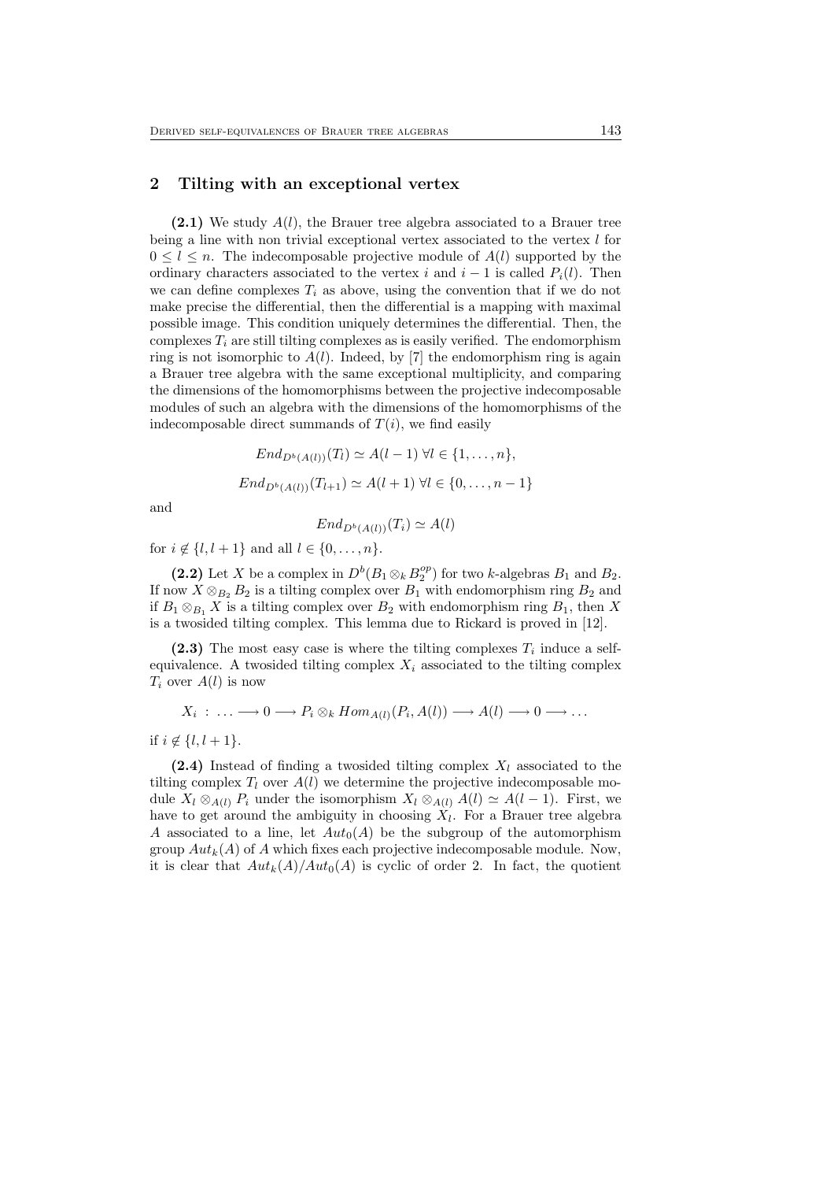## 2 Tilting with an exceptional vertex

**(2.1)** We study $A(l)$, the Brauer tree algebra associated to a Brauer tree being a line with non trivial exceptional vertex associated to the vertex $l$ for $0 \leq l \leq n$. The indecomposable projective module of $A(l)$ supported by the ordinary characters associated to the vertex $i$ and $i-1$ is called $P_i(l)$. Then we can define complexes $T_i$ as above, using the convention that if we do not make precise the differential, then the differential is a mapping with maximal possible image. This condition uniquely determines the differential. Then, the complexes $T_i$ are still tilting complexes as is easily verified. The endomorphism ring is not isomorphic to $A(l)$. Indeed, by [7] the endomorphism ring is again a Brauer tree algebra with the same exceptional multiplicity, and comparing the dimensions of the homomorphisms between the projective indecomposable modules of such an algebra with the dimensions of the homomorphisms of the indecomposable direct summands of $T(i)$, we find easily

$$End_{D^b(A(l))}(T_l) \simeq A(l-1) \ \forall l \in \{1, \ldots, n\},$$

$$End_{D^b(A(l))}(T_{l+1}) \simeq A(l+1) \ \forall l \in \{0, \ldots, n-1\}$$

and

$$End_{D^b(A(l))}(T_i) \simeq A(l)$$

for $i \notin \{l, l+1\}$ and all $l \in \{0, \ldots, n\}$.

**(2.2)** Let $X$ be a complex in $D^b(B_1 \otimes_k B_2^{op})$ for two $k$-algebras $B_1$ and $B_2$. If now $X \otimes_{B_2} B_2$ is a tilting complex over $B_1$ with endomorphism ring $B_2$ and if $B_1 \otimes_{B_1} X$ is a tilting complex over $B_2$ with endomorphism ring $B_1$, then $X$ is a twosided tilting complex. This lemma due to Rickard is proved in [12].

**(2.3)** The most easy case is where the tilting complexes $T_i$ induce a self-equivalence. A twosided tilting complex $X_i$ associated to the tilting complex $T_i$ over $A(l)$ is now

$$X_i \ : \ \ldots \longrightarrow 0 \longrightarrow P_i \otimes_k Hom_{A(l)}(P_i, A(l)) \longrightarrow A(l) \longrightarrow 0 \longrightarrow \ldots$$

if $i \notin \{l, l+1\}$.

**(2.4)** Instead of finding a twosided tilting complex $X_l$ associated to the tilting complex $T_l$ over $A(l)$ we determine the projective indecomposable module $X_l \otimes_{A(l)} P_i$ under the isomorphism $X_l \otimes_{A(l)} A(l) \simeq A(l-1)$. First, we have to get around the ambiguity in choosing $X_l$. For a Brauer tree algebra $A$ associated to a line, let $Aut_0(A)$ be the subgroup of the automorphism group $Aut_k(A)$ of $A$ which fixes each projective indecomposable module. Now, it is clear that $Aut_k(A)/Aut_0(A)$ is cyclic of order 2. In fact, the quotient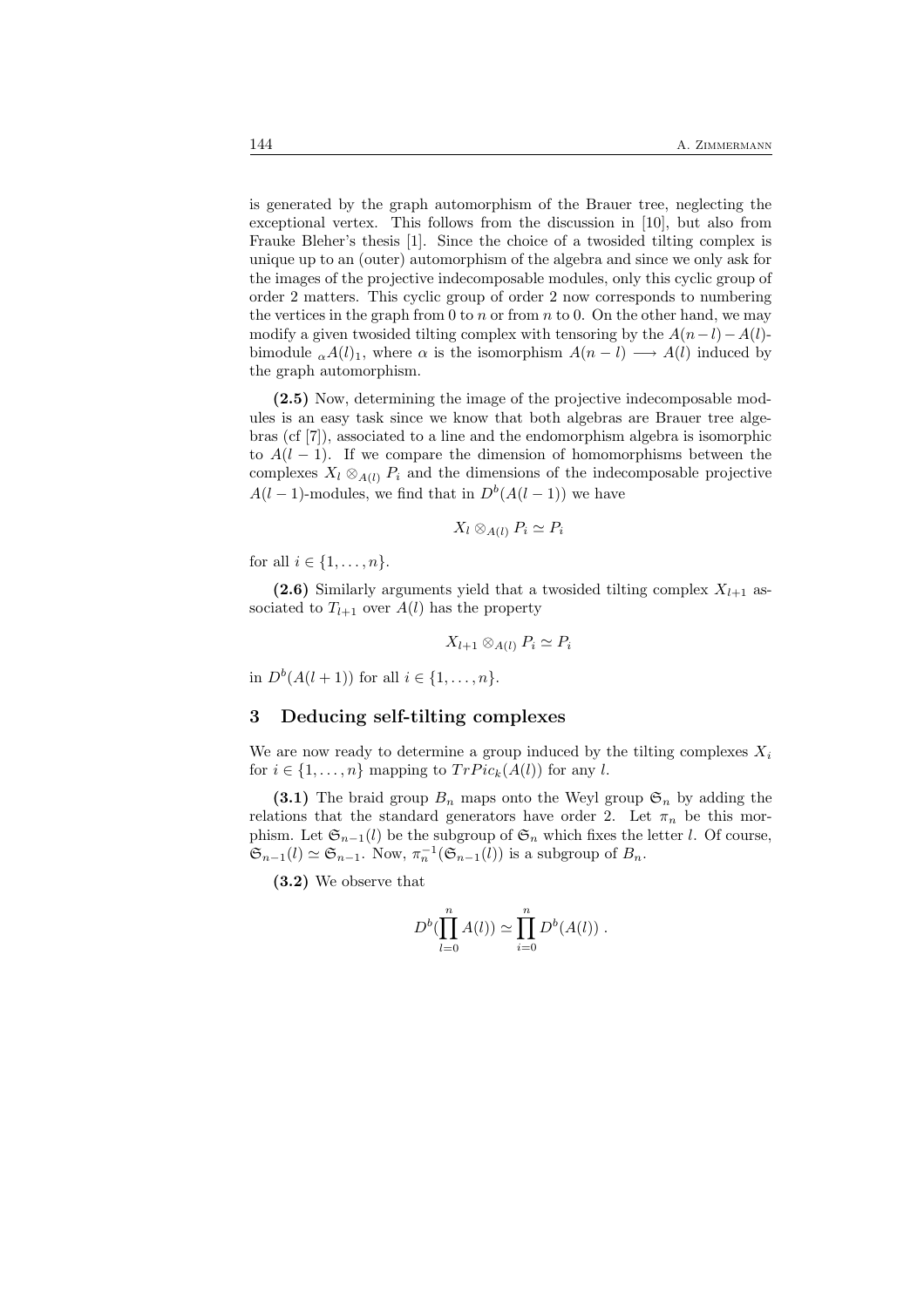is generated by the graph automorphism of the Brauer tree, neglecting the exceptional vertex. This follows from the discussion in [10], but also from Frauke Bleher's thesis [1]. Since the choice of a twosided tilting complex is unique up to an (outer) automorphism of the algebra and since we only ask for the images of the projective indecomposable modules, only this cyclic group of order 2 matters. This cyclic group of order 2 now corresponds to numbering the vertices in the graph from 0 to $n$ or from $n$ to 0. On the other hand, we may modify a given twosided tilting complex with tensoring by the $A(n-l)-A(l)$-bimodule ${}_{\alpha}A(l)_1$, where $\alpha$ is the isomorphism $A(n-l) \longrightarrow A(l)$ induced by the graph automorphism.

**(2.5)** Now, determining the image of the projective indecomposable modules is an easy task since we know that both algebras are Brauer tree algebras (cf [7]), associated to a line and the endomorphism algebra is isomorphic to $A(l-1)$. If we compare the dimension of homomorphisms between the complexes $X_l \otimes_{A(l)} P_i$ and the dimensions of the indecomposable projective $A(l-1)$-modules, we find that in $D^b(A(l-1))$ we have

$$X_l \otimes_{A(l)} P_i \simeq P_i$$

for all $i \in \{1, \ldots, n\}$.

**(2.6)** Similarly arguments yield that a twosided tilting complex $X_{l+1}$ associated to $T_{l+1}$ over $A(l)$ has the property

$$X_{l+1} \otimes_{A(l)} P_i \simeq P_i$$

in $D^b(A(l+1))$ for all $i \in \{1, \ldots, n\}$.

## 3 Deducing self-tilting complexes

We are now ready to determine a group induced by the tilting complexes $X_i$ for $i \in \{1, \ldots, n\}$ mapping to $TrPic_k(A(l))$ for any $l$.

**(3.1)** The braid group $B_n$ maps onto the Weyl group $\mathfrak{S}_n$ by adding the relations that the standard generators have order 2. Let $\pi_n$ be this morphism. Let $\mathfrak{S}_{n-1}(l)$ be the subgroup of $\mathfrak{S}_n$ which fixes the letter $l$. Of course, $\mathfrak{S}_{n-1}(l) \simeq \mathfrak{S}_{n-1}$. Now, $\pi_n^{-1}(\mathfrak{S}_{n-1}(l))$ is a subgroup of $B_n$.

**(3.2)** We observe that

$$D^b(\prod_{l=0}^{n} A(l)) \simeq \prod_{i=0}^{n} D^b(A(l)) .$$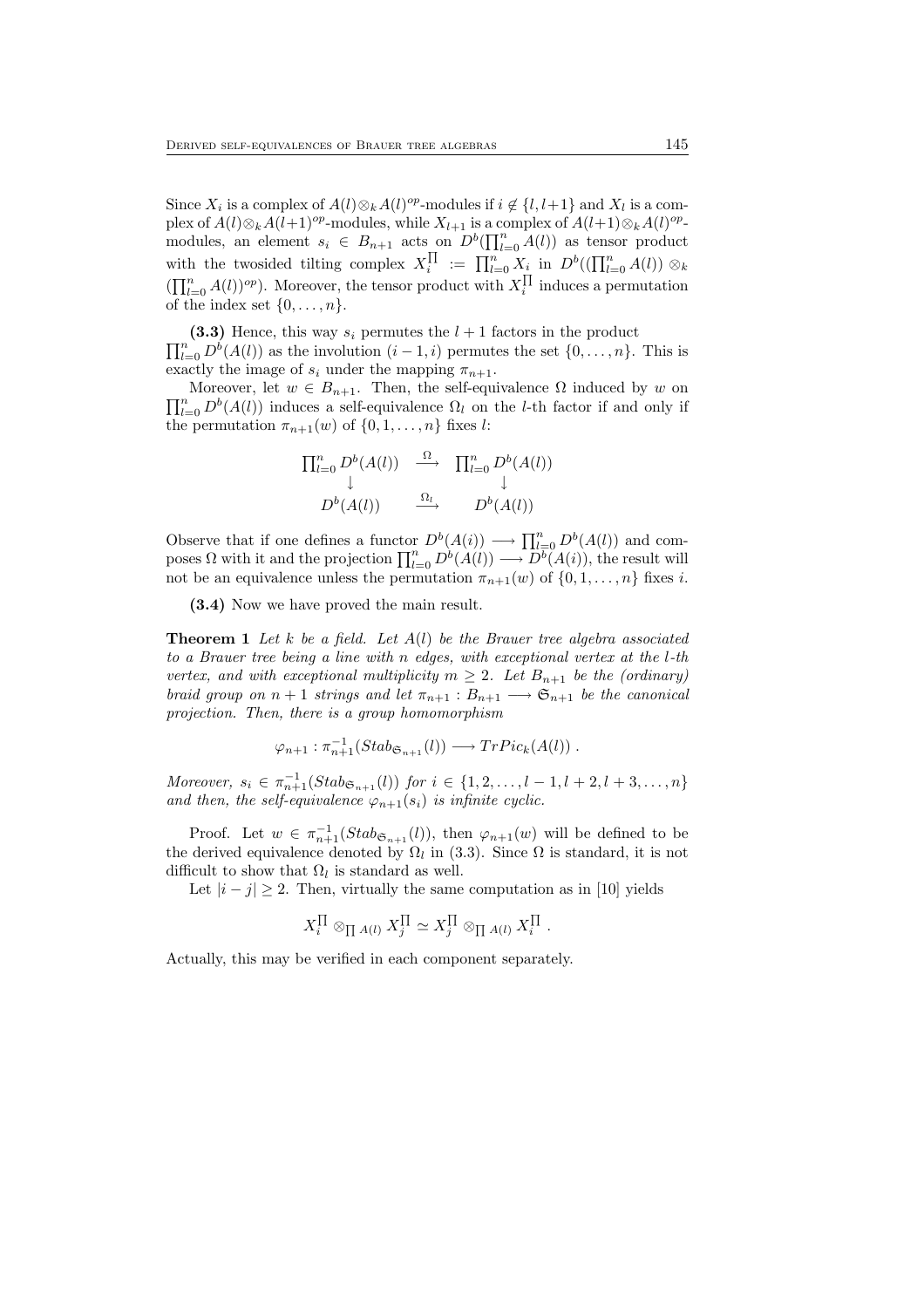Since $X_i$ is a complex of $A(l)\otimes_k A(l)^{op}$-modules if $i \notin \{l, l+1\}$ and $X_l$ is a complex of $A(l)\otimes_k A(l+1)^{op}$-modules, while $X_{l+1}$ is a complex of $A(l+1)\otimes_k A(l)^{op}$-modules, an element $s_i \in B_{n+1}$ acts on $D^b(\prod_{l=0}^n A(l))$ as tensor product with the twosided tilting complex $X_i^{\prod} := \prod_{l=0}^n X_i$ in $D^b((\prod_{l=0}^n A(l)) \otimes_k (\prod_{l=0}^n A(l))^{op})$. Moreover, the tensor product with $X_i^{\prod}$ induces a permutation of the index set $\{0, \ldots, n\}$.

**(3.3)** Hence, this way $s_i$ permutes the $l+1$ factors in the product $\prod_{l=0}^n D^b(A(l))$ as the involution $(i-1, i)$ permutes the set $\{0, \ldots, n\}$. This is exactly the image of $s_i$ under the mapping $\pi_{n+1}$.

Moreover, let $w \in B_{n+1}$. Then, the self-equivalence $\Omega$ induced by $w$ on $\prod_{l=0}^n D^b(A(l))$ induces a self-equivalence $\Omega_l$ on the $l$-th factor if and only if the permutation $\pi_{n+1}(w)$ of $\{0, 1, \ldots, n\}$ fixes $l$:

$$
\begin{array}{ccc}
\prod_{l=0}^n D^b(A(l)) & \xrightarrow{\Omega} & \prod_{l=0}^n D^b(A(l)) \\
\downarrow & & \downarrow \\
D^b(A(l)) & \xrightarrow{\Omega_l} & D^b(A(l))
\end{array}
$$

Observe that if one defines a functor $D^b(A(i)) \longrightarrow \prod_{l=0}^n D^b(A(l))$ and composes $\Omega$ with it and the projection $\prod_{l=0}^n D^b(A(l)) \longrightarrow D^b(A(i))$, the result will not be an equivalence unless the permutation $\pi_{n+1}(w)$ of $\{0, 1, \ldots, n\}$ fixes $i$.

**(3.4)** Now we have proved the main result.

**Theorem 1** *Let $k$ be a field. Let $A(l)$ be the Brauer tree algebra associated to a Brauer tree being a line with $n$ edges, with exceptional vertex at the $l$-th vertex, and with exceptional multiplicity $m \geq 2$. Let $B_{n+1}$ be the (ordinary) braid group on $n+1$ strings and let $\pi_{n+1} : B_{n+1} \longrightarrow \mathfrak{S}_{n+1}$ be the canonical projection. Then, there is a group homomorphism*

$$
\varphi_{n+1} : \pi_{n+1}^{-1}(Stab_{\mathfrak{S}_{n+1}}(l)) \longrightarrow TrPic_k(A(l)) .
$$

*Moreover, $s_i \in \pi_{n+1}^{-1}(Stab_{\mathfrak{S}_{n+1}}(l))$ for $i \in \{1, 2, \ldots, l-1, l+2, l+3, \ldots, n\}$ and then, the self-equivalence $\varphi_{n+1}(s_i)$ is infinite cyclic.*

Proof. Let $w \in \pi_{n+1}^{-1}(Stab_{\mathfrak{S}_{n+1}}(l))$, then $\varphi_{n+1}(w)$ will be defined to be the derived equivalence denoted by $\Omega_l$ in (3.3). Since $\Omega$ is standard, it is not difficult to show that $\Omega_l$ is standard as well.

Let $|i-j| \geq 2$. Then, virtually the same computation as in [10] yields

$$
X_i^{\prod} \otimes_{\prod A(l)} X_j^{\prod} \simeq X_j^{\prod} \otimes_{\prod A(l)} X_i^{\prod} .
$$

Actually, this may be verified in each component separately.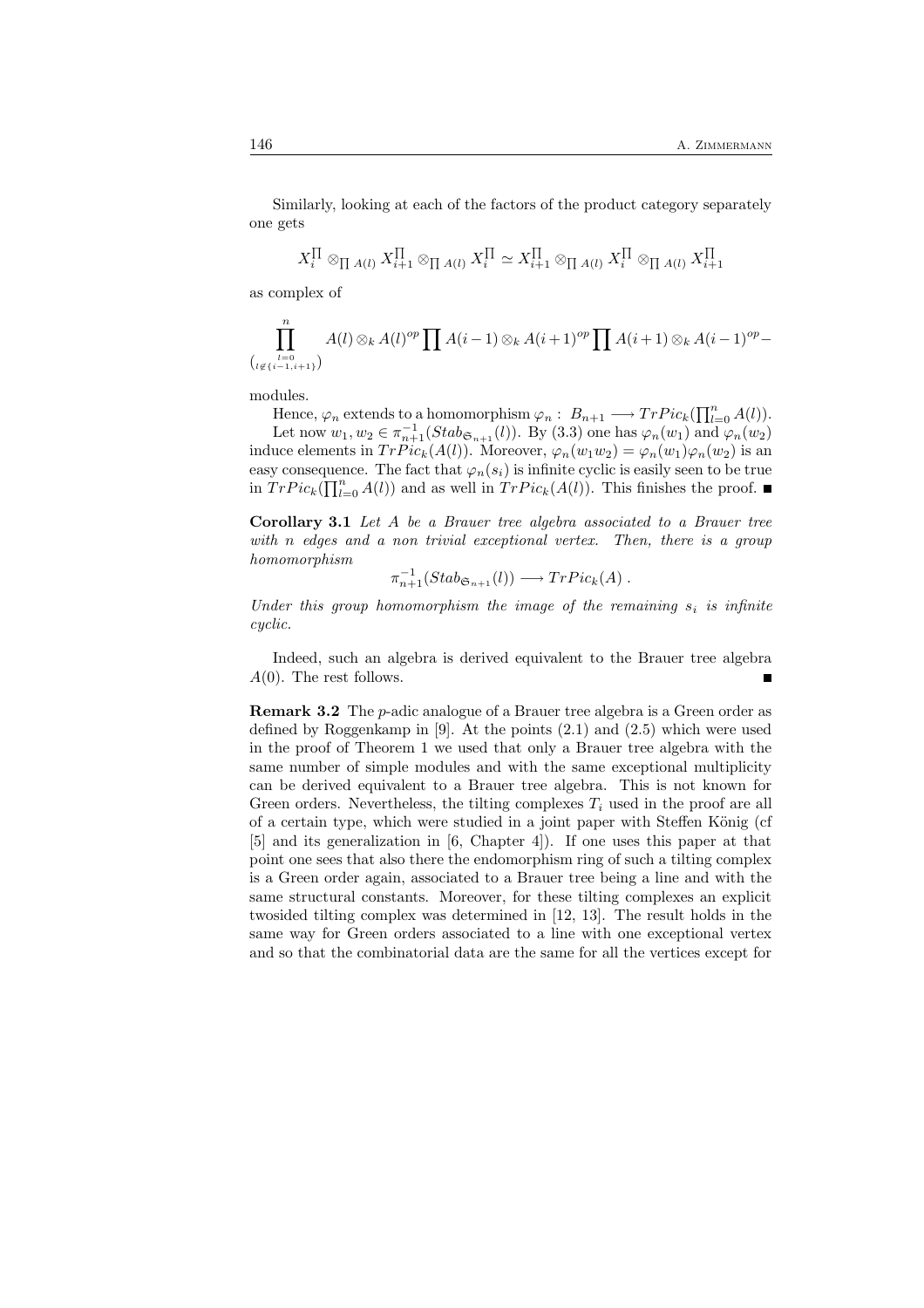Similarly, looking at each of the factors of the product category separately one gets

$$X_i^{\prod} \otimes_{\prod A(l)} X_{i+1}^{\prod} \otimes_{\prod A(l)} X_i^{\prod} \simeq X_{i+1}^{\prod} \otimes_{\prod A(l)} X_i^{\prod} \otimes_{\prod A(l)} X_{i+1}^{\prod}$$

as complex of

$$\prod_{\substack{l=0 \\ (l \notin \{i-1, i+1\})}}^{n} A(l) \otimes_k A(l)^{op} \prod A(i-1) \otimes_k A(i+1)^{op} \prod A(i+1) \otimes_k A(i-1)^{op} -$$

modules.

Hence, $\varphi_n$ extends to a homomorphism $\varphi_n : B_{n+1} \longrightarrow TrPic_k(\prod_{l=0}^n A(l))$.

Let now $w_1, w_2 \in \pi_{n+1}^{-1}(Stab_{\mathfrak{S}_{n+1}}(l))$. By (3.3) one has $\varphi_n(w_1)$ and $\varphi_n(w_2)$ induce elements in $TrPic_k(A(l))$. Moreover, $\varphi_n(w_1 w_2) = \varphi_n(w_1)\varphi_n(w_2)$ is an easy consequence. The fact that $\varphi_n(s_i)$ is infinite cyclic is easily seen to be true in $TrPic_k(\prod_{l=0}^n A(l))$ and as well in $TrPic_k(A(l))$. This finishes the proof. ∎

**Corollary 3.1** *Let $A$ be a Brauer tree algebra associated to a Brauer tree with $n$ edges and a non trivial exceptional vertex. Then, there is a group homomorphism*

$$\pi_{n+1}^{-1}(Stab_{\mathfrak{S}_{n+1}}(l)) \longrightarrow TrPic_k(A)\ .$$

*Under this group homomorphism the image of the remaining $s_i$ is infinite cyclic.*

Indeed, such an algebra is derived equivalent to the Brauer tree algebra $A(0)$. The rest follows. ∎

**Remark 3.2** The $p$-adic analogue of a Brauer tree algebra is a Green order as defined by Roggenkamp in [9]. At the points (2.1) and (2.5) which were used in the proof of Theorem 1 we used that only a Brauer tree algebra with the same number of simple modules and with the same exceptional multiplicity can be derived equivalent to a Brauer tree algebra. This is not known for Green orders. Nevertheless, the tilting complexes $T_i$ used in the proof are all of a certain type, which were studied in a joint paper with Steffen König (cf [5] and its generalization in [6, Chapter 4]). If one uses this paper at that point one sees that also there the endomorphism ring of such a tilting complex is a Green order again, associated to a Brauer tree being a line and with the same structural constants. Moreover, for these tilting complexes an explicit twosided tilting complex was determined in [12, 13]. The result holds in the same way for Green orders associated to a line with one exceptional vertex and so that the combinatorial data are the same for all the vertices except for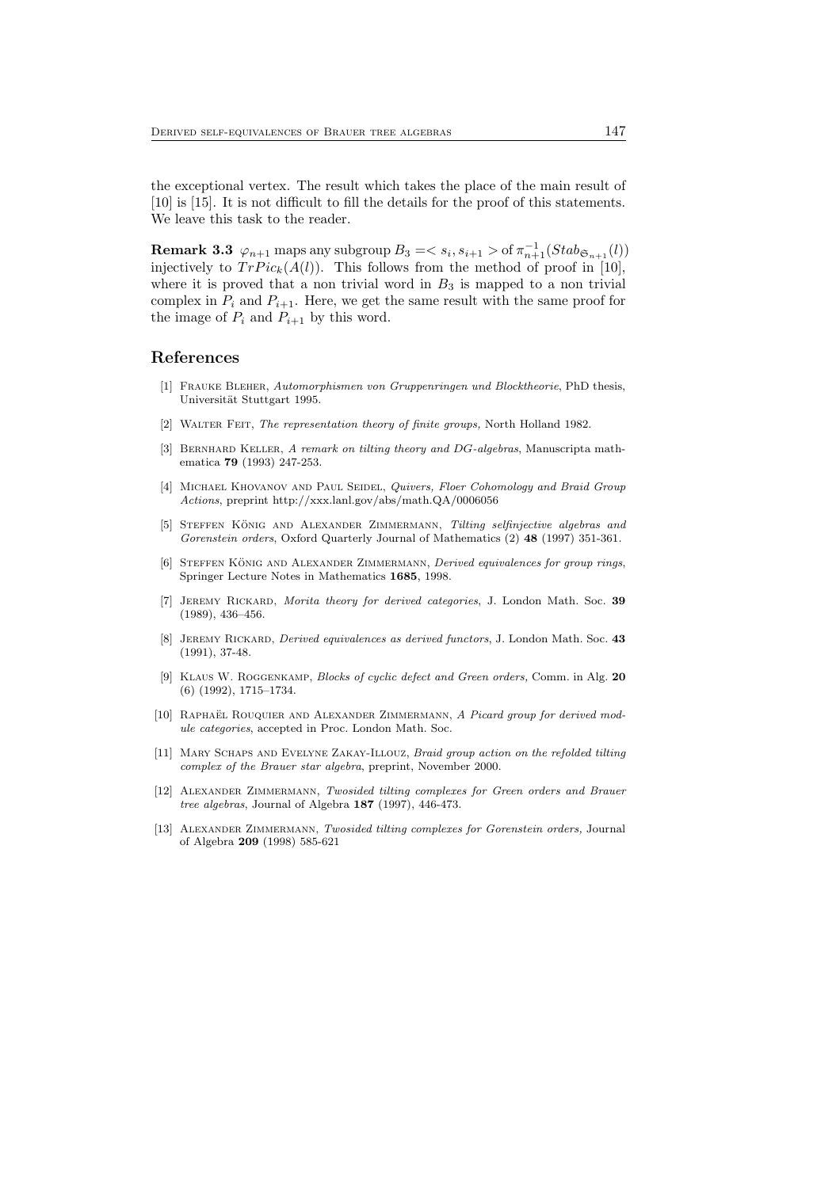the exceptional vertex. The result which takes the place of the main result of [10] is [15]. It is not difficult to fill the details for the proof of this statements. We leave this task to the reader.

**Remark 3.3** $\varphi_{n+1}$ maps any subgroup $B_3 = < s_i, s_{i+1} >$ of $\pi_{n+1}^{-1}(Stab_{\mathfrak{S}_{n+1}}(l))$ injectively to $TrPic_k(A(l))$. This follows from the method of proof in [10], where it is proved that a non trivial word in $B_3$ is mapped to a non trivial complex in $P_i$ and $P_{i+1}$. Here, we get the same result with the same proof for the image of $P_i$ and $P_{i+1}$ by this word.

## References

[1] Frauke Bleher, *Automorphismen von Gruppenringen und Blocktheorie*, PhD thesis, Universität Stuttgart 1995.

[2] Walter Feit, *The representation theory of finite groups,* North Holland 1982.

[3] Bernhard Keller, *A remark on tilting theory and DG-algebras*, Manuscripta mathematica **79** (1993) 247-253.

[4] Michael Khovanov and Paul Seidel, *Quivers, Floer Cohomology and Braid Group Actions*, preprint http://xxx.lanl.gov/abs/math.QA/0006056

[5] Steffen König and Alexander Zimmermann, *Tilting selfinjective algebras and Gorenstein orders*, Oxford Quarterly Journal of Mathematics (2) **48** (1997) 351-361.

[6] Steffen König and Alexander Zimmermann, *Derived equivalences for group rings*, Springer Lecture Notes in Mathematics **1685**, 1998.

[7] Jeremy Rickard, *Morita theory for derived categories*, J. London Math. Soc. **39** (1989), 436–456.

[8] Jeremy Rickard, *Derived equivalences as derived functors*, J. London Math. Soc. **43** (1991), 37-48.

[9] Klaus W. Roggenkamp, *Blocks of cyclic defect and Green orders,* Comm. in Alg. **20** (6) (1992), 1715–1734.

[10] Raphaël Rouquier and Alexander Zimmermann, *A Picard group for derived module categories*, accepted in Proc. London Math. Soc.

[11] Mary Schaps and Evelyne Zakay-Illouz, *Braid group action on the refolded tilting complex of the Brauer star algebra*, preprint, November 2000.

[12] Alexander Zimmermann, *Twosided tilting complexes for Green orders and Brauer tree algebras*, Journal of Algebra **187** (1997), 446-473.

[13] Alexander Zimmermann, *Twosided tilting complexes for Gorenstein orders,* Journal of Algebra **209** (1998) 585-621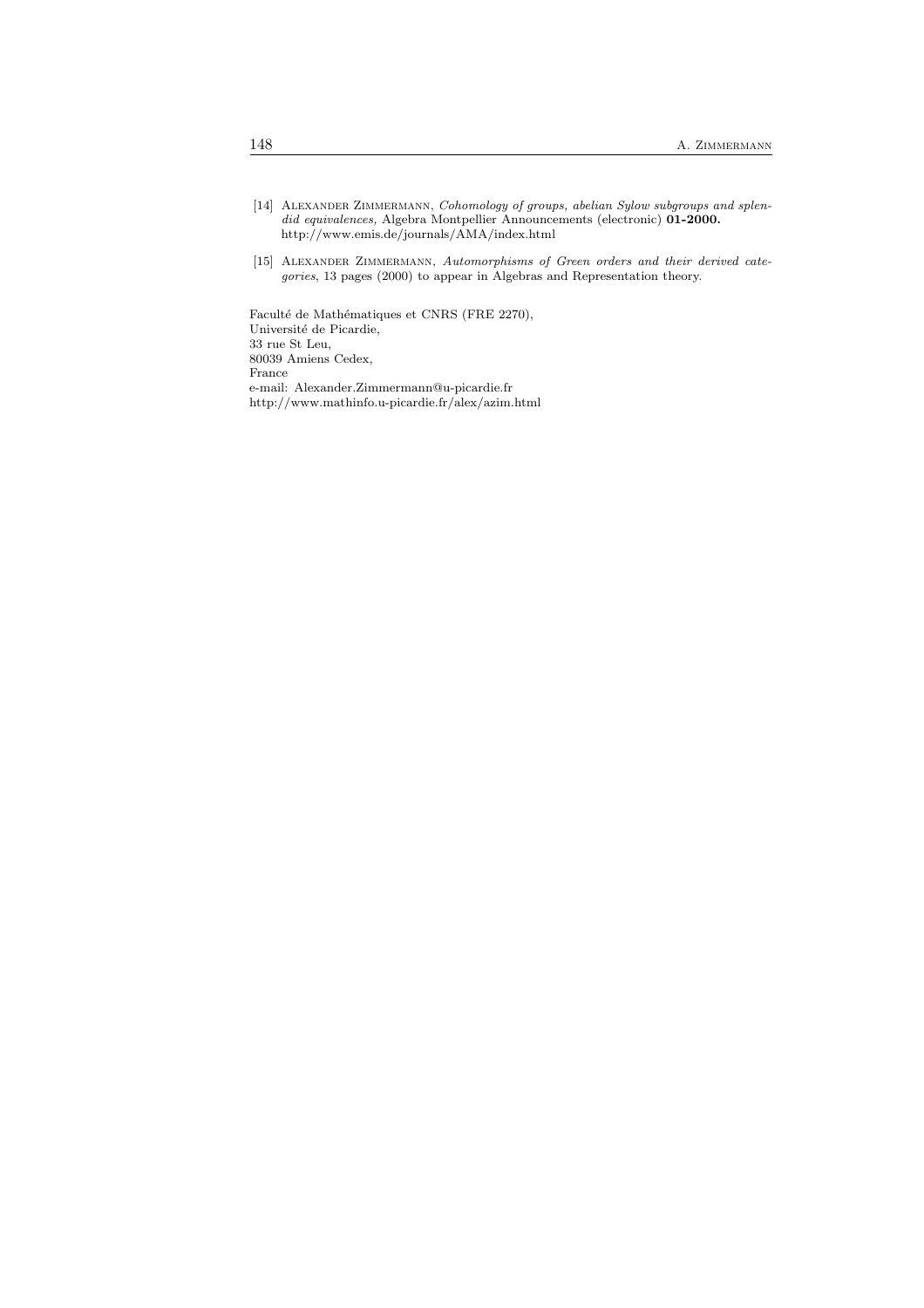[14] Alexander Zimmermann, *Cohomology of groups, abelian Sylow subgroups and splendid equivalences,* Algebra Montpellier Announcements (electronic) **01-2000.** http://www.emis.de/journals/AMA/index.html

[15] Alexander Zimmermann, *Automorphisms of Green orders and their derived categories*, 13 pages (2000) to appear in Algebras and Representation theory.

Faculté de Mathématiques et CNRS (FRE 2270),
Université de Picardie,
33 rue St Leu,
80039 Amiens Cedex,
France
e-mail: Alexander.Zimmermann@u-picardie.fr
http://www.mathinfo.u-picardie.fr/alex/azim.html